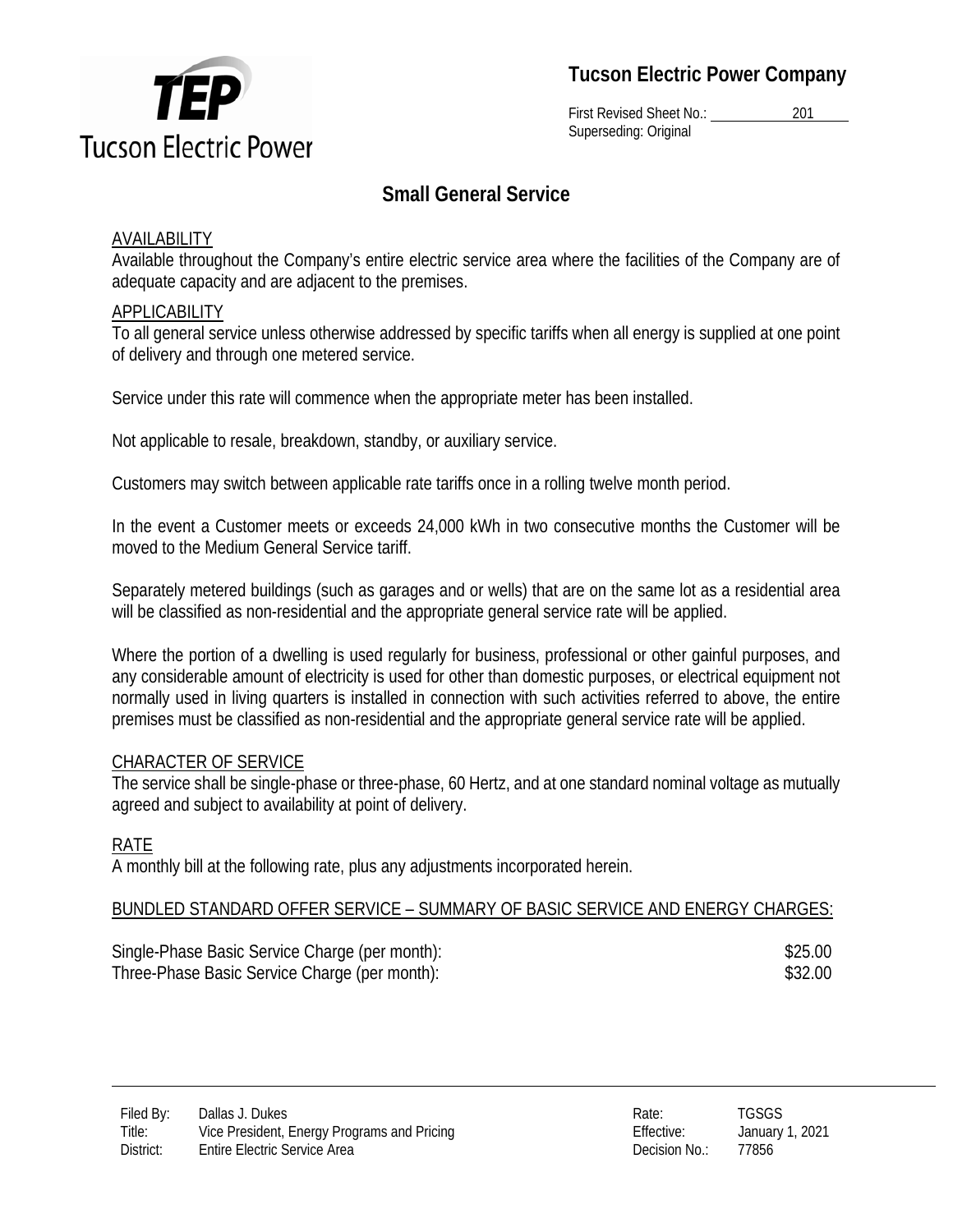# Tucson Electric Power Company

First Revised Sheet No.: 201
Superseding: Original

## Small General Service

### AVAILABILITY

Available throughout the Company's entire electric service area where the facilities of the Company are of adequate capacity and are adjacent to the premises.

### APPLICABILITY

To all general service unless otherwise addressed by specific tariffs when all energy is supplied at one point of delivery and through one metered service.

Service under this rate will commence when the appropriate meter has been installed.

Not applicable to resale, breakdown, standby, or auxiliary service.

Customers may switch between applicable rate tariffs once in a rolling twelve month period.

In the event a Customer meets or exceeds 24,000 kWh in two consecutive months the Customer will be moved to the Medium General Service tariff.

Separately metered buildings (such as garages and or wells) that are on the same lot as a residential area will be classified as non-residential and the appropriate general service rate will be applied.

Where the portion of a dwelling is used regularly for business, professional or other gainful purposes, and any considerable amount of electricity is used for other than domestic purposes, or electrical equipment not normally used in living quarters is installed in connection with such activities referred to above, the entire premises must be classified as non-residential and the appropriate general service rate will be applied.

### CHARACTER OF SERVICE

The service shall be single-phase or three-phase, 60 Hertz, and at one standard nominal voltage as mutually agreed and subject to availability at point of delivery.

### RATE

A monthly bill at the following rate, plus any adjustments incorporated herein.

### BUNDLED STANDARD OFFER SERVICE – SUMMARY OF BASIC SERVICE AND ENERGY CHARGES:

| | |
|---|---|
| Single-Phase Basic Service Charge (per month): | $25.00 |
| Three-Phase Basic Service Charge (per month): | $32.00 |

| | | | |
|---|---|---|---|
| Filed By: | Dallas J. Dukes | Rate: | TGSGS |
| Title: | Vice President, Energy Programs and Pricing | Effective: | January 1, 2021 |
| District: | Entire Electric Service Area | Decision No.: | 77856 |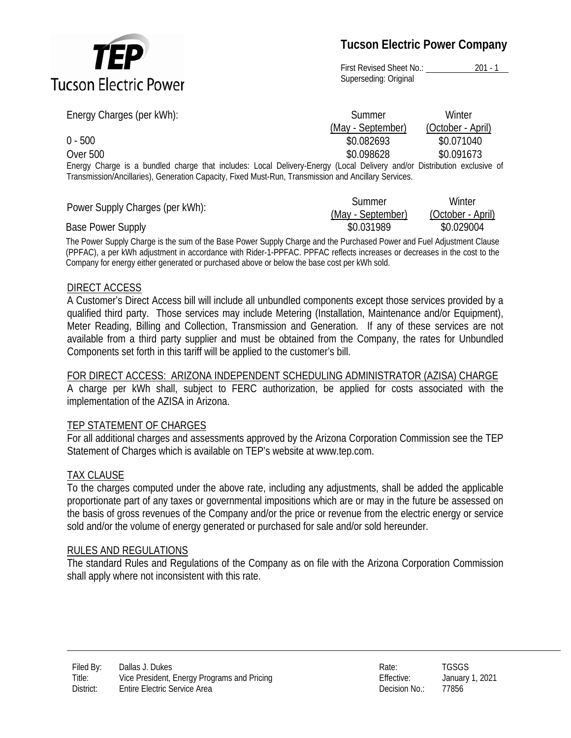| Energy Charges (per kWh): | Summer (May - September) | Winter (October - April) |
|---|---|---|
| 0 - 500 | $0.082693 | $0.071040 |
| Over 500 | $0.098628 | $0.091673 |

Energy Charge is a bundled charge that includes: Local Delivery-Energy (Local Delivery and/or Distribution exclusive of Transmission/Ancillaries), Generation Capacity, Fixed Must-Run, Transmission and Ancillary Services.

| Power Supply Charges (per kWh): | Summer (May - September) | Winter (October - April) |
|---|---|---|
| Base Power Supply | $0.031989 | $0.029004 |

The Power Supply Charge is the sum of the Base Power Supply Charge and the Purchased Power and Fuel Adjustment Clause (PPFAC), a per kWh adjustment in accordance with Rider-1-PPFAC. PPFAC reflects increases or decreases in the cost to the Company for energy either generated or purchased above or below the base cost per kWh sold.

## DIRECT ACCESS

A Customer's Direct Access bill will include all unbundled components except those services provided by a qualified third party. Those services may include Metering (Installation, Maintenance and/or Equipment), Meter Reading, Billing and Collection, Transmission and Generation. If any of these services are not available from a third party supplier and must be obtained from the Company, the rates for Unbundled Components set forth in this tariff will be applied to the customer's bill.

## FOR DIRECT ACCESS: ARIZONA INDEPENDENT SCHEDULING ADMINISTRATOR (AZISA) CHARGE

A charge per kWh shall, subject to FERC authorization, be applied for costs associated with the implementation of the AZISA in Arizona.

## TEP STATEMENT OF CHARGES

For all additional charges and assessments approved by the Arizona Corporation Commission see the TEP Statement of Charges which is available on TEP's website at www.tep.com.

## TAX CLAUSE

To the charges computed under the above rate, including any adjustments, shall be added the applicable proportionate part of any taxes or governmental impositions which are or may in the future be assessed on the basis of gross revenues of the Company and/or the price or revenue from the electric energy or service sold and/or the volume of energy generated or purchased for sale and/or sold hereunder.

## RULES AND REGULATIONS

The standard Rules and Regulations of the Company as on file with the Arizona Corporation Commission shall apply where not inconsistent with this rate.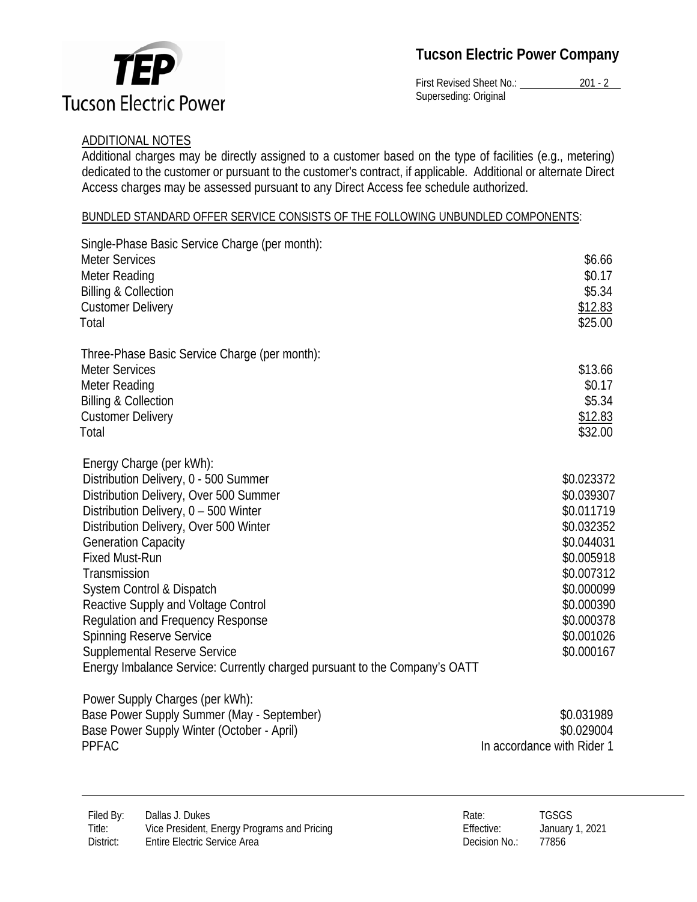**Tucson Electric Power Company**

First Revised Sheet No.: 201 - 2
Superseding: Original

ADDITIONAL NOTES

Additional charges may be directly assigned to a customer based on the type of facilities (e.g., metering) dedicated to the customer or pursuant to the customer's contract, if applicable. Additional or alternate Direct Access charges may be assessed pursuant to any Direct Access fee schedule authorized.

BUNDLED STANDARD OFFER SERVICE CONSISTS OF THE FOLLOWING UNBUNDLED COMPONENTS:

| | |
|---|---|
| **Single-Phase Basic Service Charge (per month):** | |
| Meter Services | \$6.66 |
| Meter Reading | \$0.17 |
| Billing & Collection | \$5.34 |
| Customer Delivery | \$12.83 |
| Total | \$25.00 |
| | |
| **Three-Phase Basic Service Charge (per month):** | |
| Meter Services | \$13.66 |
| Meter Reading | \$0.17 |
| Billing & Collection | \$5.34 |
| Customer Delivery | \$12.83 |
| Total | \$32.00 |
| | |
| **Energy Charge (per kWh):** | |
| Distribution Delivery, 0 - 500 Summer | \$0.023372 |
| Distribution Delivery, Over 500 Summer | \$0.039307 |
| Distribution Delivery, 0 – 500 Winter | \$0.011719 |
| Distribution Delivery, Over 500 Winter | \$0.032352 |
| Generation Capacity | \$0.044031 |
| Fixed Must-Run | \$0.005918 |
| Transmission | \$0.007312 |
| System Control & Dispatch | \$0.000099 |
| Reactive Supply and Voltage Control | \$0.000390 |
| Regulation and Frequency Response | \$0.000378 |
| Spinning Reserve Service | \$0.001026 |
| Supplemental Reserve Service | \$0.000167 |
| Energy Imbalance Service: Currently charged pursuant to the Company's OATT | |
| | |
| **Power Supply Charges (per kWh):** | |
| Base Power Supply Summer (May - September) | \$0.031989 |
| Base Power Supply Winter (October - April) | \$0.029004 |
| PPFAC | In accordance with Rider 1 |

Filed By: Dallas J. Dukes
Title: Vice President, Energy Programs and Pricing
District: Entire Electric Service Area

Rate: TGSGS
Effective: January 1, 2021
Decision No.: 77856